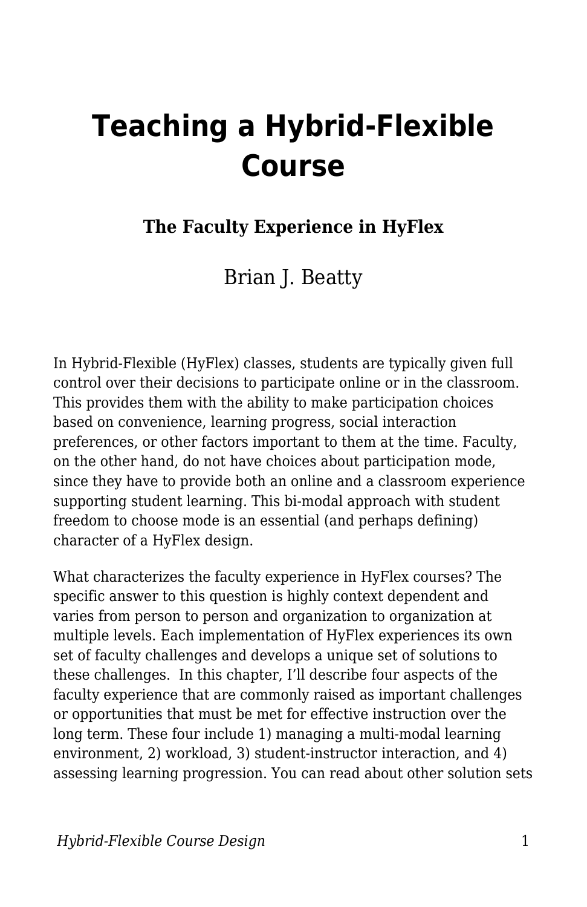# Teaching a Hybrid-Flexible Course

### The Faculty Experience in HyFlex

Brian J. Beatty

In Hybrid-Flexible (HyFlex) classes, students are typically given full control over their decisions to participate online or in the classroom. This provides them with the ability to make participation choices based on convenience, learning progress, social interaction preferences, or other factors important to them at the time. Faculty, on the other hand, do not have choices about participation mode, since they have to provide both an online and a classroom experience supporting student learning. This bi-modal approach with student freedom to choose mode is an essential (and perhaps defining) character of a HyFlex design.

What characterizes the faculty experience in HyFlex courses? The specific answer to this question is highly context dependent and varies from person to person and organization to organization at multiple levels. Each implementation of HyFlex experiences its own set of faculty challenges and develops a unique set of solutions to these challenges. In this chapter, I'll describe four aspects of the faculty experience that are commonly raised as important challenges or opportunities that must be met for effective instruction over the long term. These four include 1) managing a multi-modal learning environment, 2) workload, 3) student-instructor interaction, and 4) assessing learning progression. You can read about other solution sets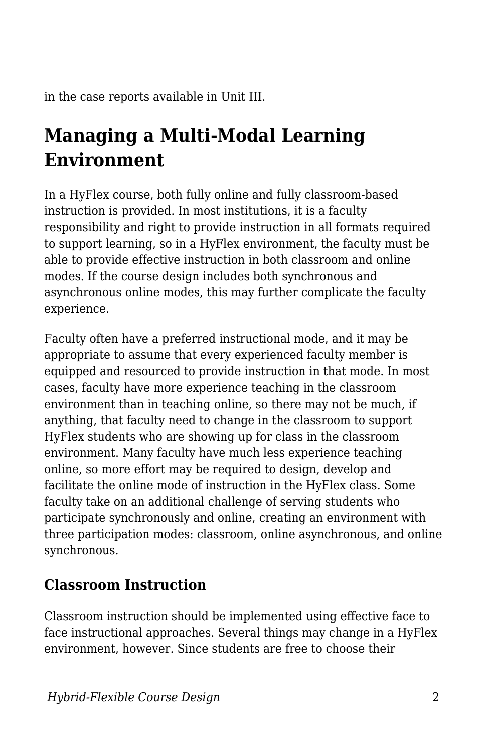in the case reports available in Unit III.

## Managing a Multi-Modal Learning Environment

In a HyFlex course, both fully online and fully classroom-based instruction is provided. In most institutions, it is a faculty responsibility and right to provide instruction in all formats required to support learning, so in a HyFlex environment, the faculty must be able to provide effective instruction in both classroom and online modes. If the course design includes both synchronous and asynchronous online modes, this may further complicate the faculty experience.

Faculty often have a preferred instructional mode, and it may be appropriate to assume that every experienced faculty member is equipped and resourced to provide instruction in that mode. In most cases, faculty have more experience teaching in the classroom environment than in teaching online, so there may not be much, if anything, that faculty need to change in the classroom to support HyFlex students who are showing up for class in the classroom environment. Many faculty have much less experience teaching online, so more effort may be required to design, develop and facilitate the online mode of instruction in the HyFlex class. Some faculty take on an additional challenge of serving students who participate synchronously and online, creating an environment with three participation modes: classroom, online asynchronous, and online synchronous.

### Classroom Instruction

Classroom instruction should be implemented using effective face to face instructional approaches. Several things may change in a HyFlex environment, however. Since students are free to choose their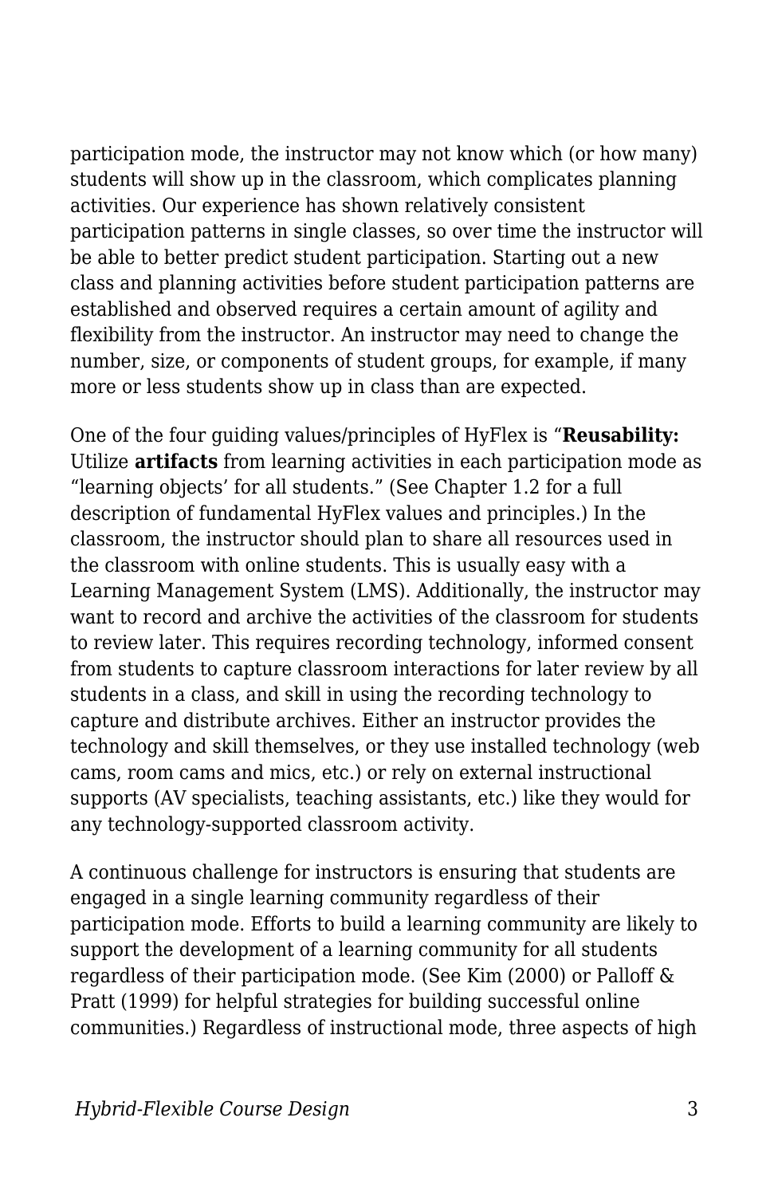participation mode, the instructor may not know which (or how many) students will show up in the classroom, which complicates planning activities. Our experience has shown relatively consistent participation patterns in single classes, so over time the instructor will be able to better predict student participation. Starting out a new class and planning activities before student participation patterns are established and observed requires a certain amount of agility and flexibility from the instructor. An instructor may need to change the number, size, or components of student groups, for example, if many more or less students show up in class than are expected.

One of the four guiding values/principles of HyFlex is "**Reusability:** Utilize **artifacts** from learning activities in each participation mode as "learning objects' for all students." (See Chapter 1.2 for a full description of fundamental HyFlex values and principles.) In the classroom, the instructor should plan to share all resources used in the classroom with online students. This is usually easy with a Learning Management System (LMS). Additionally, the instructor may want to record and archive the activities of the classroom for students to review later. This requires recording technology, informed consent from students to capture classroom interactions for later review by all students in a class, and skill in using the recording technology to capture and distribute archives. Either an instructor provides the technology and skill themselves, or they use installed technology (web cams, room cams and mics, etc.) or rely on external instructional supports (AV specialists, teaching assistants, etc.) like they would for any technology-supported classroom activity.

A continuous challenge for instructors is ensuring that students are engaged in a single learning community regardless of their participation mode. Efforts to build a learning community are likely to support the development of a learning community for all students regardless of their participation mode. (See Kim (2000) or Palloff & Pratt (1999) for helpful strategies for building successful online communities.) Regardless of instructional mode, three aspects of high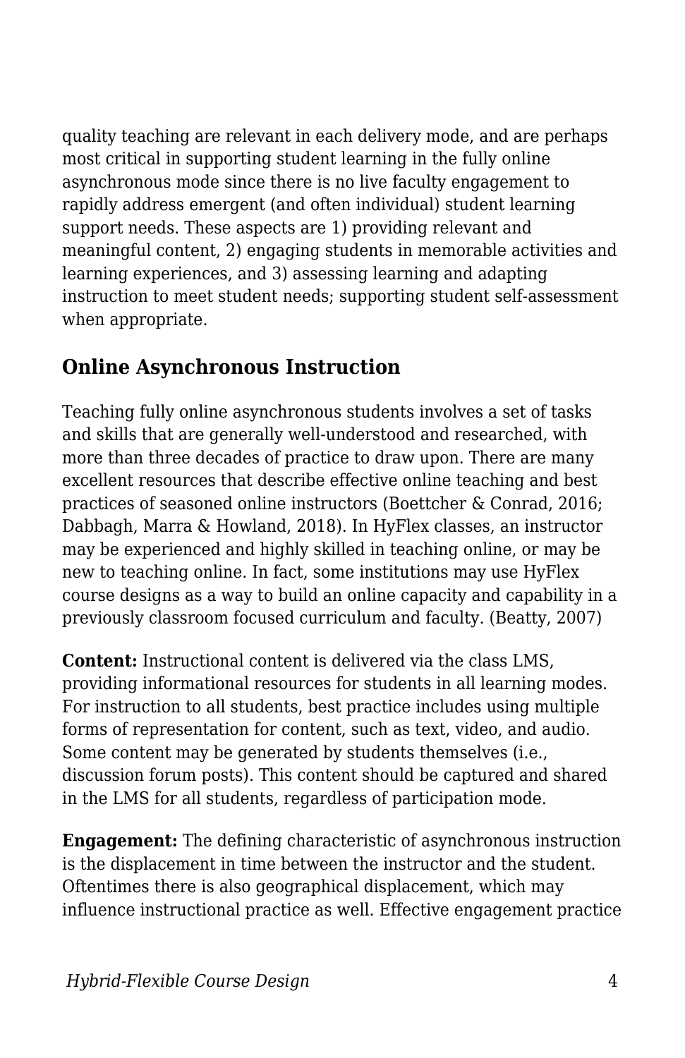quality teaching are relevant in each delivery mode, and are perhaps most critical in supporting student learning in the fully online asynchronous mode since there is no live faculty engagement to rapidly address emergent (and often individual) student learning support needs. These aspects are 1) providing relevant and meaningful content, 2) engaging students in memorable activities and learning experiences, and 3) assessing learning and adapting instruction to meet student needs; supporting student self-assessment when appropriate.

## Online Asynchronous Instruction

Teaching fully online asynchronous students involves a set of tasks and skills that are generally well-understood and researched, with more than three decades of practice to draw upon. There are many excellent resources that describe effective online teaching and best practices of seasoned online instructors (Boettcher & Conrad, 2016; Dabbagh, Marra & Howland, 2018). In HyFlex classes, an instructor may be experienced and highly skilled in teaching online, or may be new to teaching online. In fact, some institutions may use HyFlex course designs as a way to build an online capacity and capability in a previously classroom focused curriculum and faculty. (Beatty, 2007)

**Content:** Instructional content is delivered via the class LMS, providing informational resources for students in all learning modes. For instruction to all students, best practice includes using multiple forms of representation for content, such as text, video, and audio. Some content may be generated by students themselves (i.e., discussion forum posts). This content should be captured and shared in the LMS for all students, regardless of participation mode.

**Engagement:** The defining characteristic of asynchronous instruction is the displacement in time between the instructor and the student. Oftentimes there is also geographical displacement, which may influence instructional practice as well. Effective engagement practice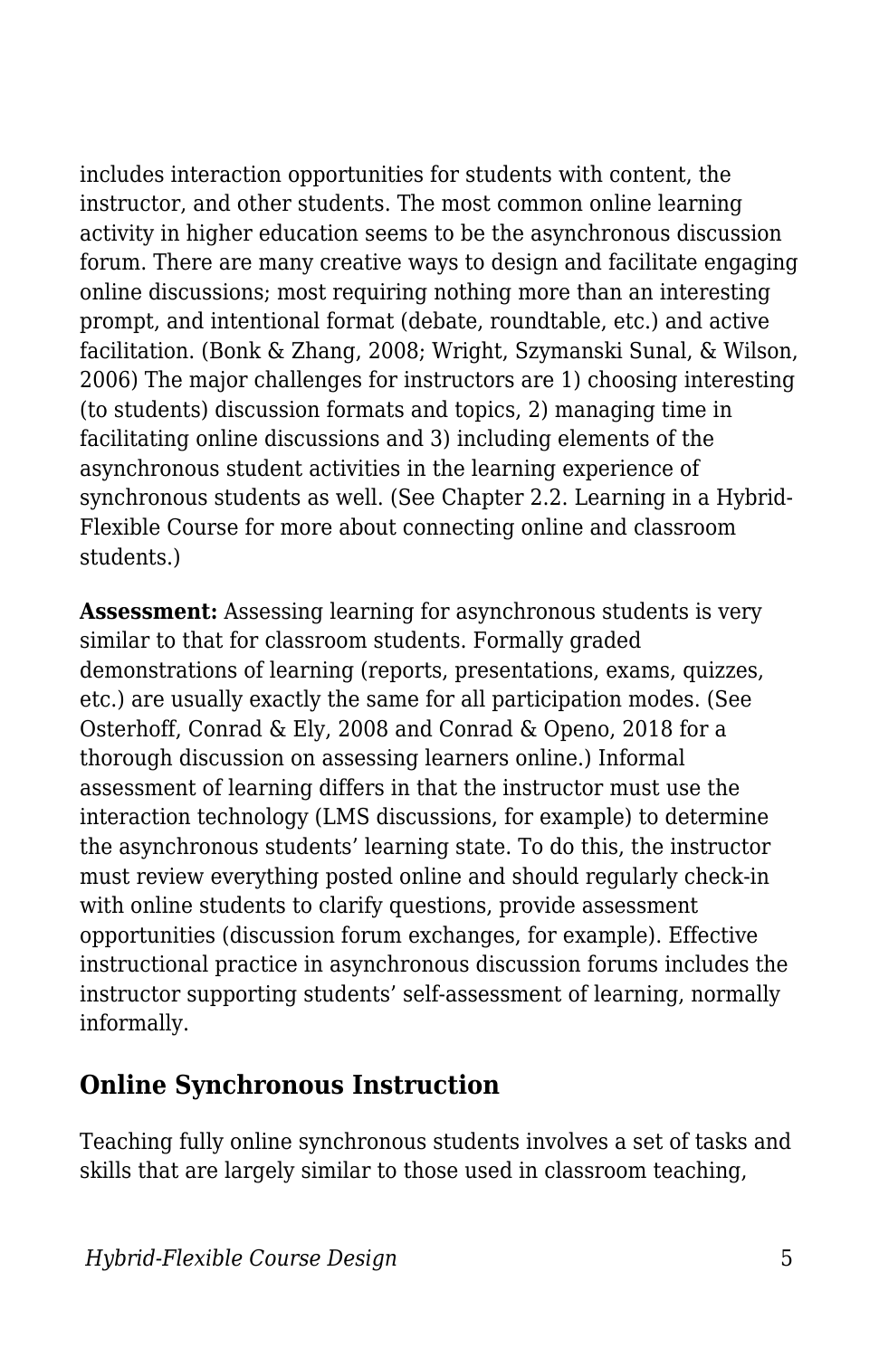includes interaction opportunities for students with content, the instructor, and other students. The most common online learning activity in higher education seems to be the asynchronous discussion forum. There are many creative ways to design and facilitate engaging online discussions; most requiring nothing more than an interesting prompt, and intentional format (debate, roundtable, etc.) and active facilitation. (Bonk & Zhang, 2008; Wright, Szymanski Sunal, & Wilson, 2006) The major challenges for instructors are 1) choosing interesting (to students) discussion formats and topics, 2) managing time in facilitating online discussions and 3) including elements of the asynchronous student activities in the learning experience of synchronous students as well. (See Chapter 2.2. Learning in a Hybrid-Flexible Course for more about connecting online and classroom students.)

**Assessment:** Assessing learning for asynchronous students is very similar to that for classroom students. Formally graded demonstrations of learning (reports, presentations, exams, quizzes, etc.) are usually exactly the same for all participation modes. (See Osterhoff, Conrad & Ely, 2008 and Conrad & Openo, 2018 for a thorough discussion on assessing learners online.) Informal assessment of learning differs in that the instructor must use the interaction technology (LMS discussions, for example) to determine the asynchronous students' learning state. To do this, the instructor must review everything posted online and should regularly check-in with online students to clarify questions, provide assessment opportunities (discussion forum exchanges, for example). Effective instructional practice in asynchronous discussion forums includes the instructor supporting students' self-assessment of learning, normally informally.

## Online Synchronous Instruction

Teaching fully online synchronous students involves a set of tasks and skills that are largely similar to those used in classroom teaching,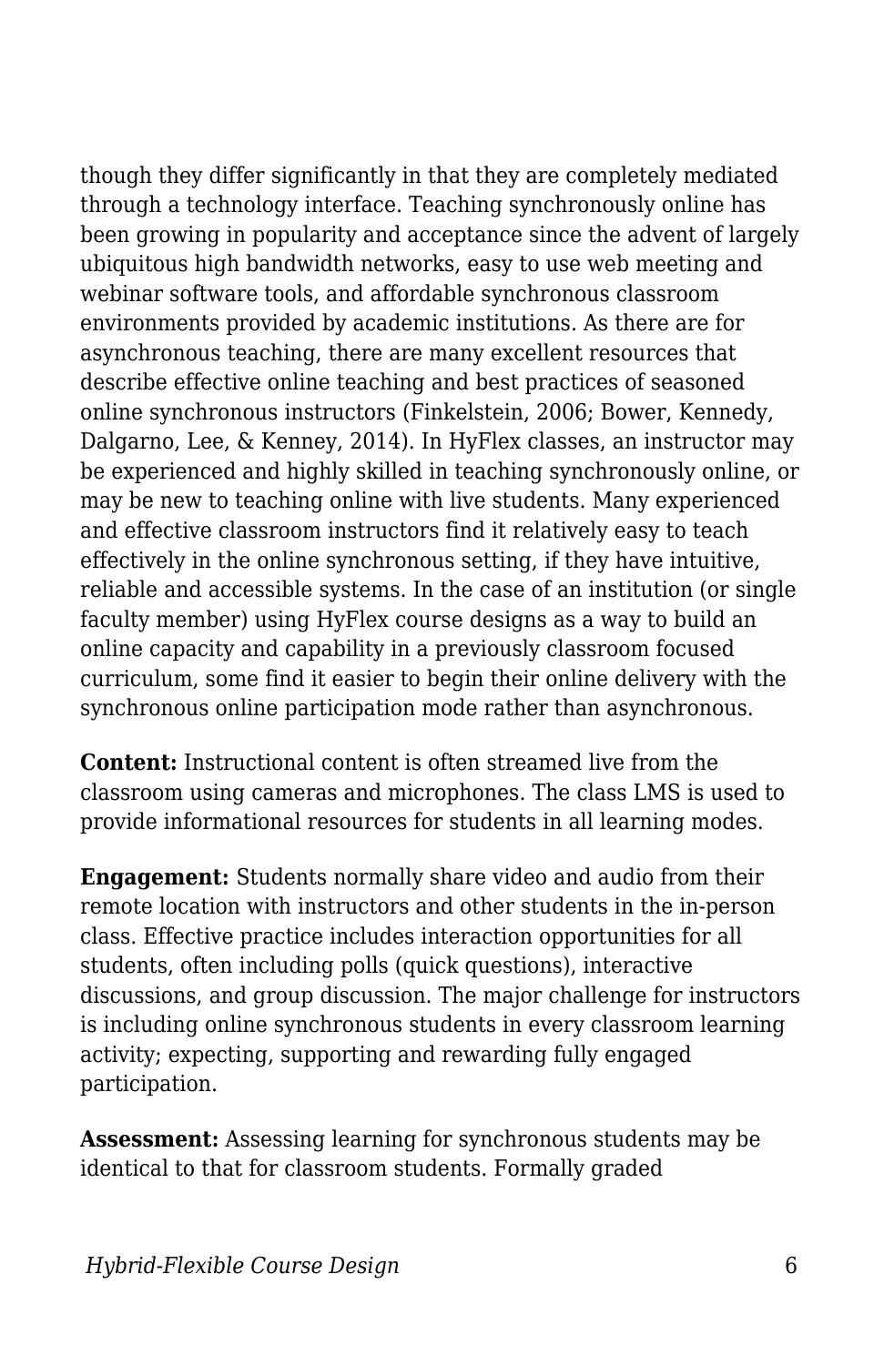though they differ significantly in that they are completely mediated through a technology interface. Teaching synchronously online has been growing in popularity and acceptance since the advent of largely ubiquitous high bandwidth networks, easy to use web meeting and webinar software tools, and affordable synchronous classroom environments provided by academic institutions. As there are for asynchronous teaching, there are many excellent resources that describe effective online teaching and best practices of seasoned online synchronous instructors (Finkelstein, 2006; Bower, Kennedy, Dalgarno, Lee, & Kenney, 2014). In HyFlex classes, an instructor may be experienced and highly skilled in teaching synchronously online, or may be new to teaching online with live students. Many experienced and effective classroom instructors find it relatively easy to teach effectively in the online synchronous setting, if they have intuitive, reliable and accessible systems. In the case of an institution (or single faculty member) using HyFlex course designs as a way to build an online capacity and capability in a previously classroom focused curriculum, some find it easier to begin their online delivery with the synchronous online participation mode rather than asynchronous.

**Content:** Instructional content is often streamed live from the classroom using cameras and microphones. The class LMS is used to provide informational resources for students in all learning modes.

**Engagement:** Students normally share video and audio from their remote location with instructors and other students in the in-person class. Effective practice includes interaction opportunities for all students, often including polls (quick questions), interactive discussions, and group discussion. The major challenge for instructors is including online synchronous students in every classroom learning activity; expecting, supporting and rewarding fully engaged participation.

**Assessment:** Assessing learning for synchronous students may be identical to that for classroom students. Formally graded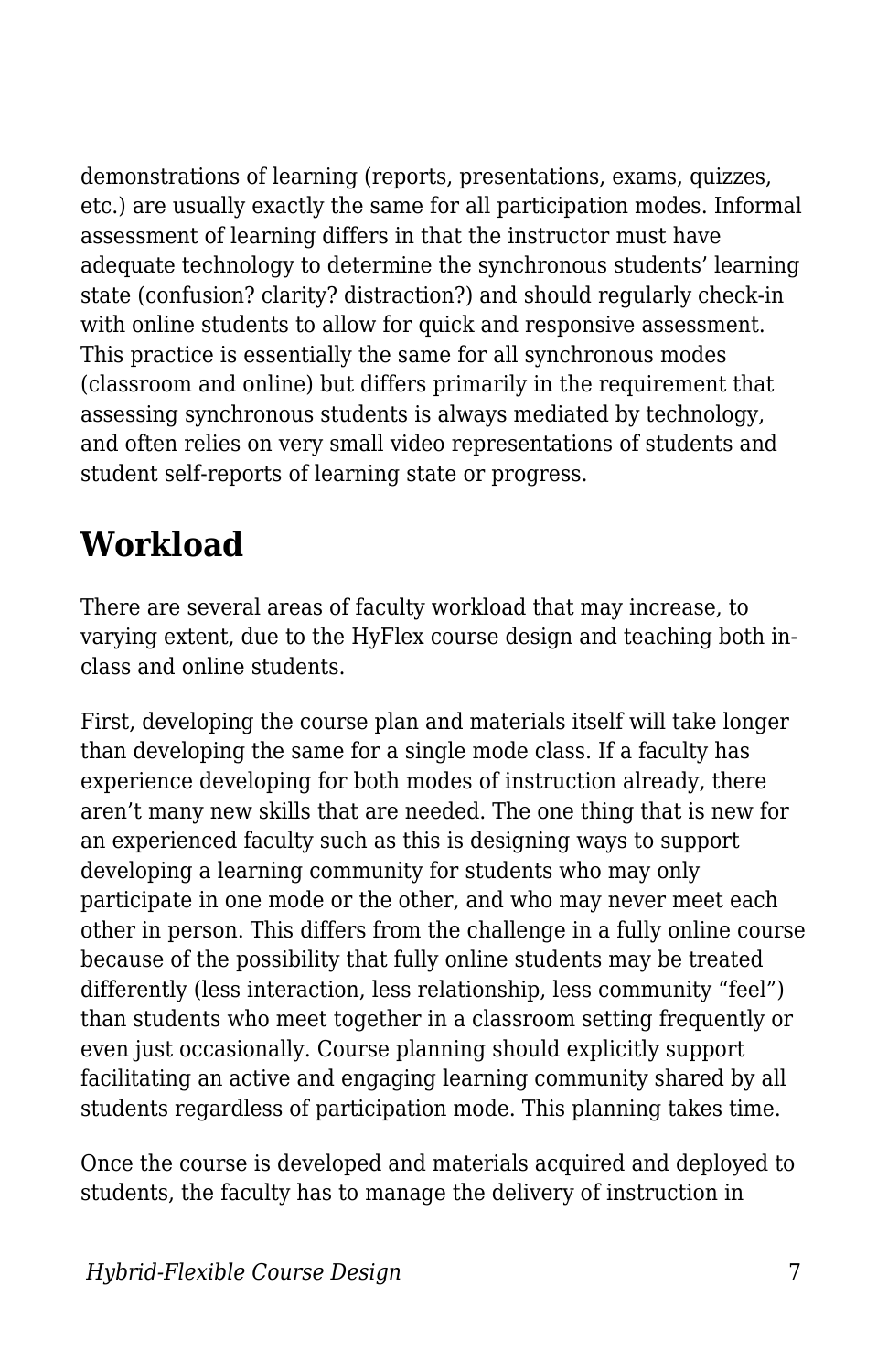demonstrations of learning (reports, presentations, exams, quizzes, etc.) are usually exactly the same for all participation modes. Informal assessment of learning differs in that the instructor must have adequate technology to determine the synchronous students' learning state (confusion? clarity? distraction?) and should regularly check-in with online students to allow for quick and responsive assessment. This practice is essentially the same for all synchronous modes (classroom and online) but differs primarily in the requirement that assessing synchronous students is always mediated by technology, and often relies on very small video representations of students and student self-reports of learning state or progress.

## Workload

There are several areas of faculty workload that may increase, to varying extent, due to the HyFlex course design and teaching both in-class and online students.

First, developing the course plan and materials itself will take longer than developing the same for a single mode class. If a faculty has experience developing for both modes of instruction already, there aren't many new skills that are needed. The one thing that is new for an experienced faculty such as this is designing ways to support developing a learning community for students who may only participate in one mode or the other, and who may never meet each other in person. This differs from the challenge in a fully online course because of the possibility that fully online students may be treated differently (less interaction, less relationship, less community "feel") than students who meet together in a classroom setting frequently or even just occasionally. Course planning should explicitly support facilitating an active and engaging learning community shared by all students regardless of participation mode. This planning takes time.

Once the course is developed and materials acquired and deployed to students, the faculty has to manage the delivery of instruction in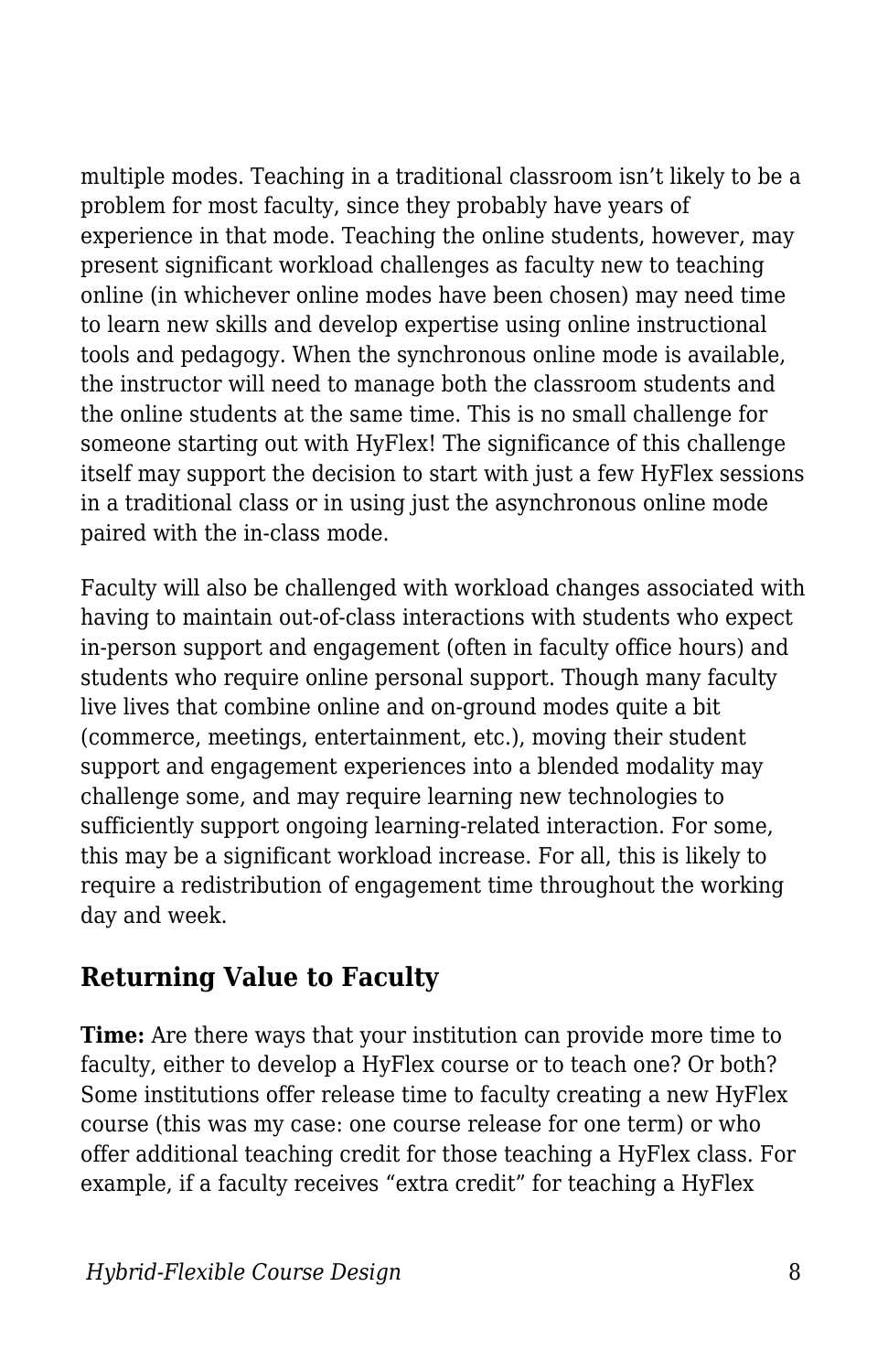multiple modes. Teaching in a traditional classroom isn't likely to be a problem for most faculty, since they probably have years of experience in that mode. Teaching the online students, however, may present significant workload challenges as faculty new to teaching online (in whichever online modes have been chosen) may need time to learn new skills and develop expertise using online instructional tools and pedagogy. When the synchronous online mode is available, the instructor will need to manage both the classroom students and the online students at the same time. This is no small challenge for someone starting out with HyFlex! The significance of this challenge itself may support the decision to start with just a few HyFlex sessions in a traditional class or in using just the asynchronous online mode paired with the in-class mode.

Faculty will also be challenged with workload changes associated with having to maintain out-of-class interactions with students who expect in-person support and engagement (often in faculty office hours) and students who require online personal support. Though many faculty live lives that combine online and on-ground modes quite a bit (commerce, meetings, entertainment, etc.), moving their student support and engagement experiences into a blended modality may challenge some, and may require learning new technologies to sufficiently support ongoing learning-related interaction. For some, this may be a significant workload increase. For all, this is likely to require a redistribution of engagement time throughout the working day and week.

## Returning Value to Faculty

**Time:** Are there ways that your institution can provide more time to faculty, either to develop a HyFlex course or to teach one? Or both? Some institutions offer release time to faculty creating a new HyFlex course (this was my case: one course release for one term) or who offer additional teaching credit for those teaching a HyFlex class. For example, if a faculty receives "extra credit" for teaching a HyFlex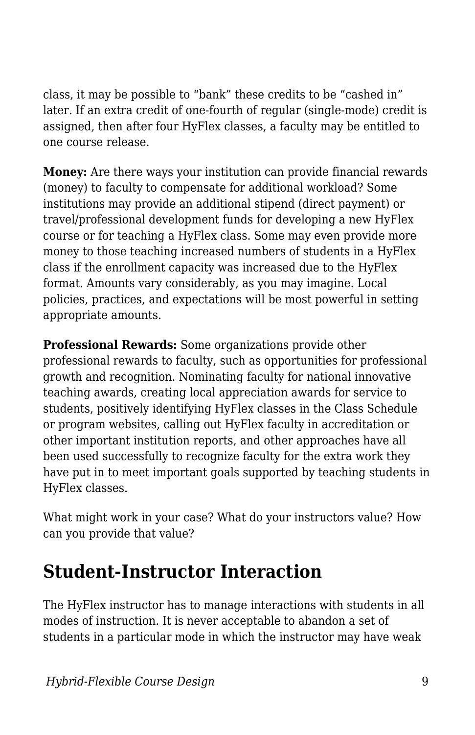class, it may be possible to “bank” these credits to be “cashed in” later. If an extra credit of one-fourth of regular (single-mode) credit is assigned, then after four HyFlex classes, a faculty may be entitled to one course release.

**Money:** Are there ways your institution can provide financial rewards (money) to faculty to compensate for additional workload? Some institutions may provide an additional stipend (direct payment) or travel/professional development funds for developing a new HyFlex course or for teaching a HyFlex class. Some may even provide more money to those teaching increased numbers of students in a HyFlex class if the enrollment capacity was increased due to the HyFlex format. Amounts vary considerably, as you may imagine. Local policies, practices, and expectations will be most powerful in setting appropriate amounts.

**Professional Rewards:** Some organizations provide other professional rewards to faculty, such as opportunities for professional growth and recognition. Nominating faculty for national innovative teaching awards, creating local appreciation awards for service to students, positively identifying HyFlex classes in the Class Schedule or program websites, calling out HyFlex faculty in accreditation or other important institution reports, and other approaches have all been used successfully to recognize faculty for the extra work they have put in to meet important goals supported by teaching students in HyFlex classes.

What might work in your case? What do your instructors value? How can you provide that value?

## Student-Instructor Interaction

The HyFlex instructor has to manage interactions with students in all modes of instruction. It is never acceptable to abandon a set of students in a particular mode in which the instructor may have weak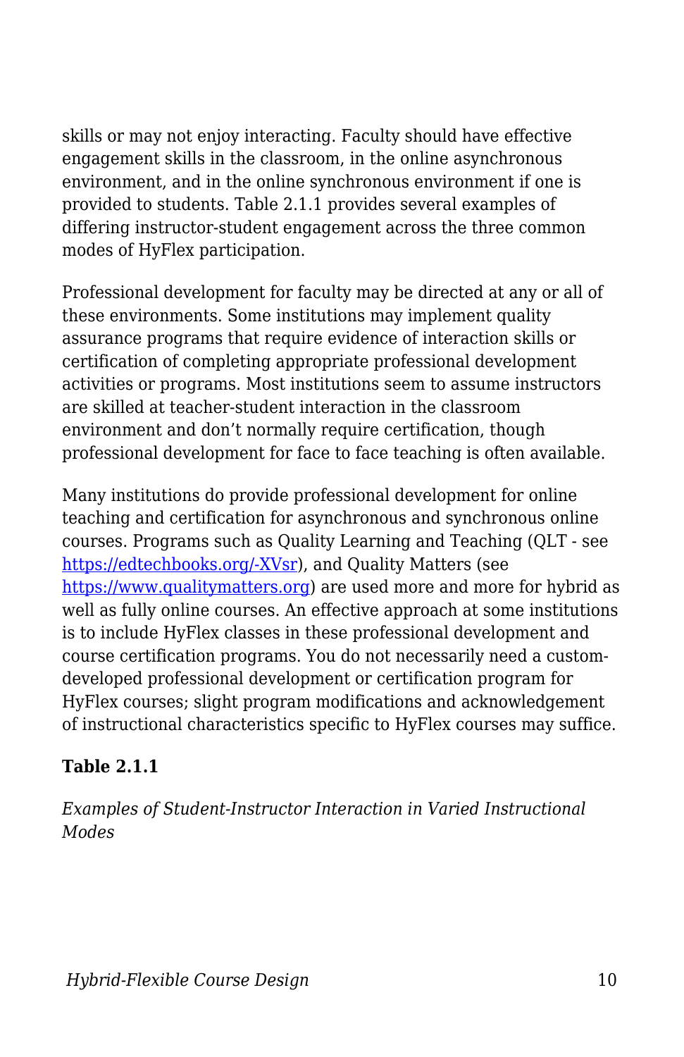skills or may not enjoy interacting. Faculty should have effective engagement skills in the classroom, in the online asynchronous environment, and in the online synchronous environment if one is provided to students. Table 2.1.1 provides several examples of differing instructor-student engagement across the three common modes of HyFlex participation.

Professional development for faculty may be directed at any or all of these environments. Some institutions may implement quality assurance programs that require evidence of interaction skills or certification of completing appropriate professional development activities or programs. Most institutions seem to assume instructors are skilled at teacher-student interaction in the classroom environment and don't normally require certification, though professional development for face to face teaching is often available.

Many institutions do provide professional development for online teaching and certification for asynchronous and synchronous online courses. Programs such as Quality Learning and Teaching (QLT - see [https://edtechbooks.org/-XVsr](https://edtechbooks.org/-XVsr)), and Quality Matters (see [https://www.qualitymatters.org](https://www.qualitymatters.org)) are used more and more for hybrid as well as fully online courses. An effective approach at some institutions is to include HyFlex classes in these professional development and course certification programs. You do not necessarily need a custom-developed professional development or certification program for HyFlex courses; slight program modifications and acknowledgement of instructional characteristics specific to HyFlex courses may suffice.

**Table 2.1.1**

*Examples of Student-Instructor Interaction in Varied Instructional Modes*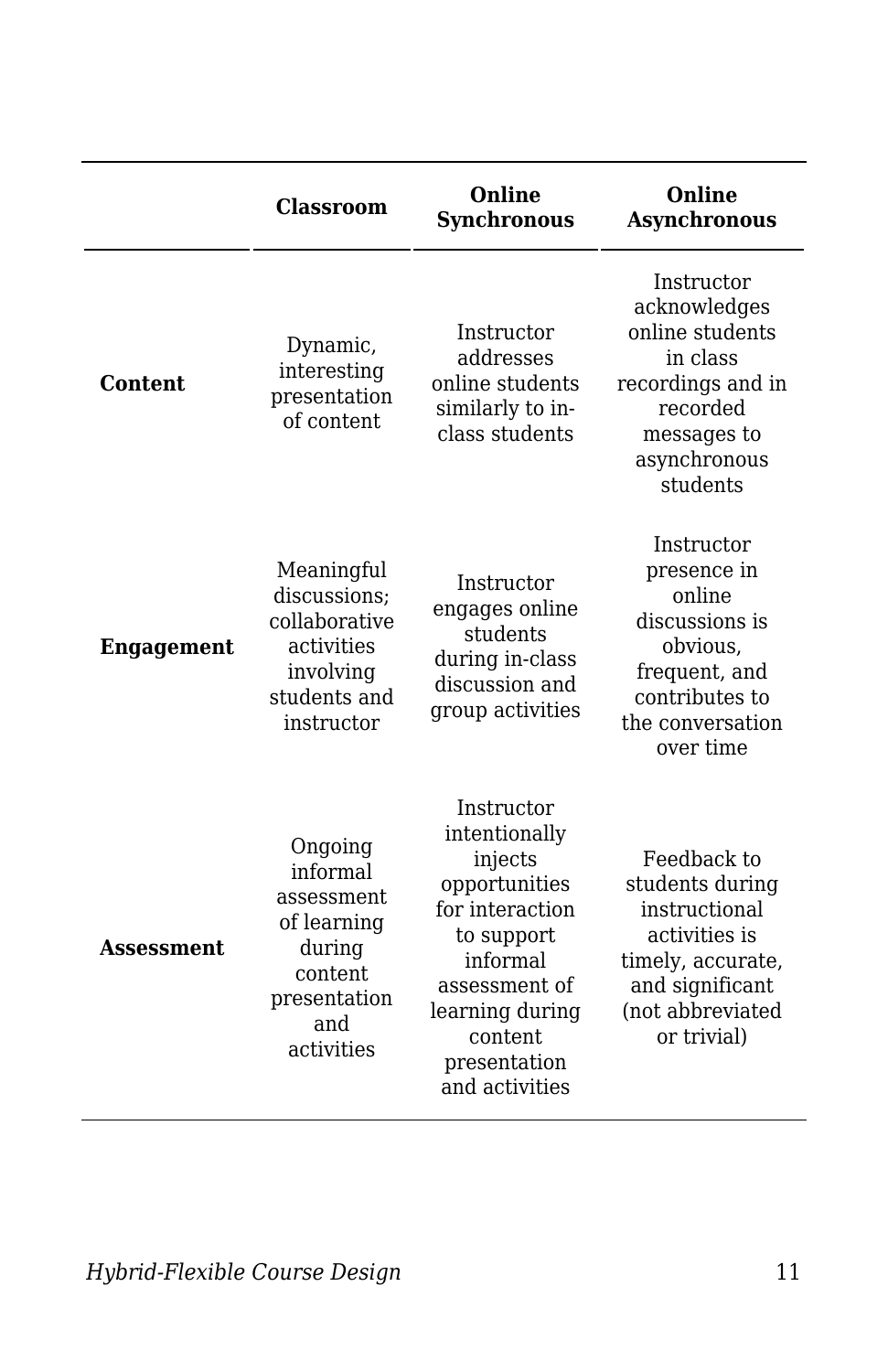| | Classroom | Online Synchronous | Online Asynchronous |
|---|---|---|---|
| **Content** | Dynamic, interesting presentation of content | Instructor addresses online students similarly to in-class students | Instructor acknowledges online students in class recordings and in recorded messages to asynchronous students |
| **Engagement** | Meaningful discussions; collaborative activities involving students and instructor | Instructor engages online students during in-class discussion and group activities | Instructor presence in online discussions is obvious, frequent, and contributes to the conversation over time |
| **Assessment** | Ongoing informal assessment of learning during content presentation and activities | Instructor intentionally injects opportunities for interaction to support informal assessment of learning during content presentation and activities | Feedback to students during instructional activities is timely, accurate, and significant (not abbreviated or trivial) |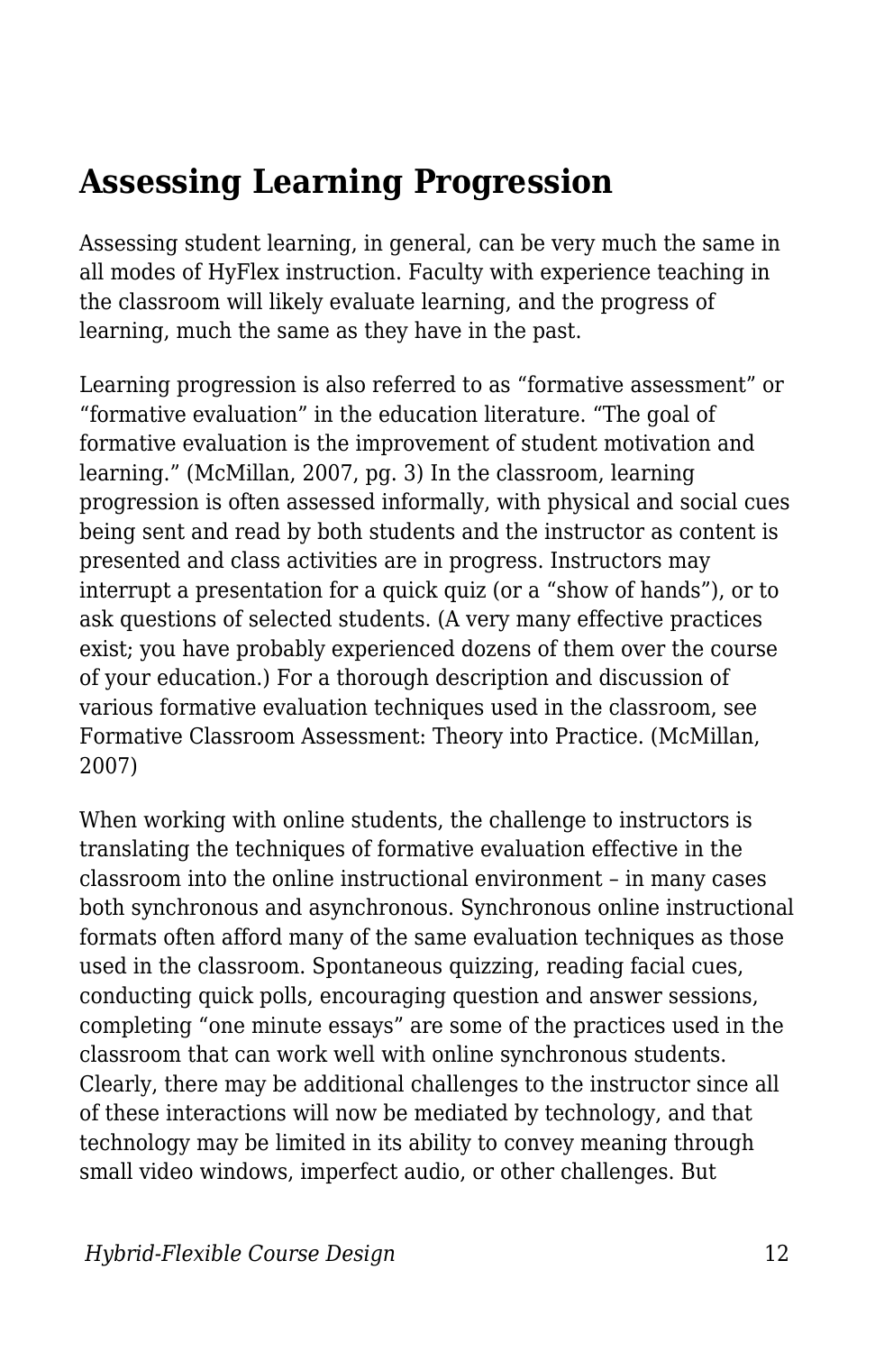## Assessing Learning Progression

Assessing student learning, in general, can be very much the same in all modes of HyFlex instruction. Faculty with experience teaching in the classroom will likely evaluate learning, and the progress of learning, much the same as they have in the past.

Learning progression is also referred to as "formative assessment" or "formative evaluation" in the education literature. "The goal of formative evaluation is the improvement of student motivation and learning." (McMillan, 2007, pg. 3) In the classroom, learning progression is often assessed informally, with physical and social cues being sent and read by both students and the instructor as content is presented and class activities are in progress. Instructors may interrupt a presentation for a quick quiz (or a "show of hands"), or to ask questions of selected students. (A very many effective practices exist; you have probably experienced dozens of them over the course of your education.) For a thorough description and discussion of various formative evaluation techniques used in the classroom, see Formative Classroom Assessment: Theory into Practice. (McMillan, 2007)

When working with online students, the challenge to instructors is translating the techniques of formative evaluation effective in the classroom into the online instructional environment – in many cases both synchronous and asynchronous. Synchronous online instructional formats often afford many of the same evaluation techniques as those used in the classroom. Spontaneous quizzing, reading facial cues, conducting quick polls, encouraging question and answer sessions, completing "one minute essays" are some of the practices used in the classroom that can work well with online synchronous students. Clearly, there may be additional challenges to the instructor since all of these interactions will now be mediated by technology, and that technology may be limited in its ability to convey meaning through small video windows, imperfect audio, or other challenges. But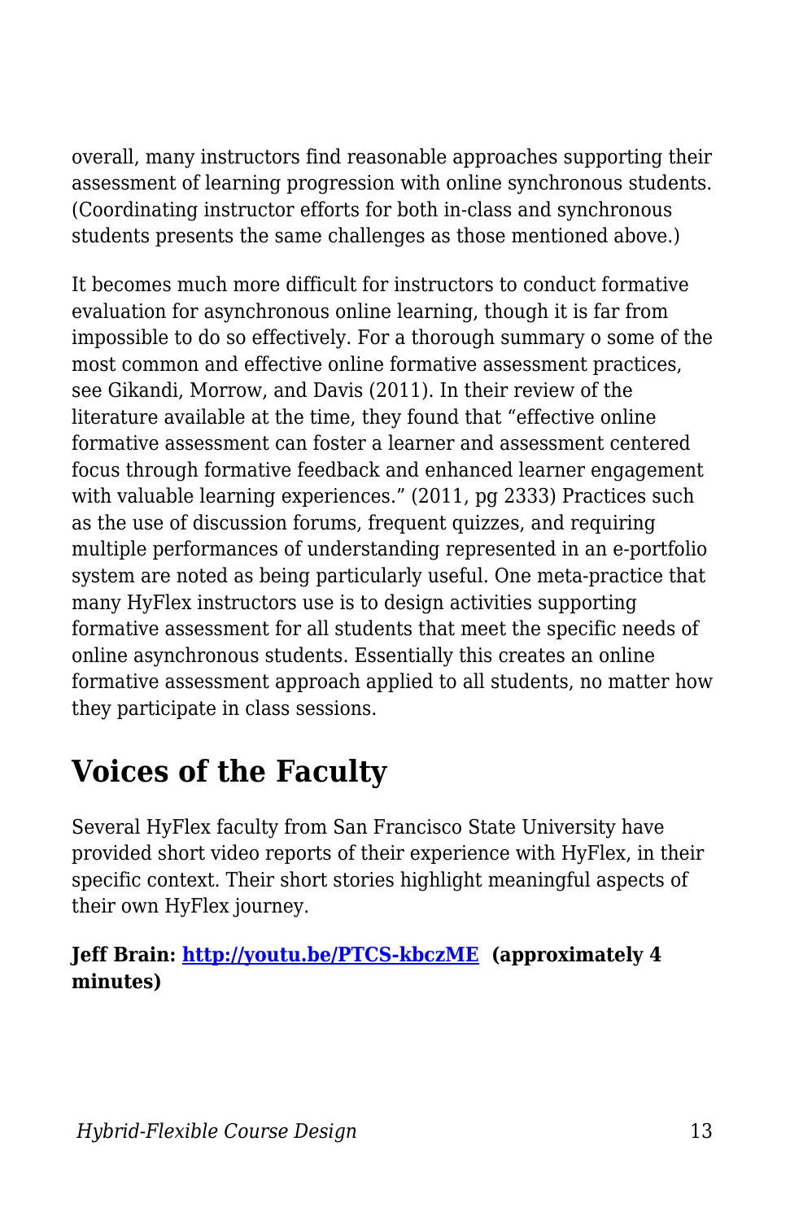overall, many instructors find reasonable approaches supporting their assessment of learning progression with online synchronous students. (Coordinating instructor efforts for both in-class and synchronous students presents the same challenges as those mentioned above.)

It becomes much more difficult for instructors to conduct formative evaluation for asynchronous online learning, though it is far from impossible to do so effectively. For a thorough summary o some of the most common and effective online formative assessment practices, see Gikandi, Morrow, and Davis (2011). In their review of the literature available at the time, they found that "effective online formative assessment can foster a learner and assessment centered focus through formative feedback and enhanced learner engagement with valuable learning experiences." (2011, pg 2333) Practices such as the use of discussion forums, frequent quizzes, and requiring multiple performances of understanding represented in an e-portfolio system are noted as being particularly useful. One meta-practice that many HyFlex instructors use is to design activities supporting formative assessment for all students that meet the specific needs of online asynchronous students. Essentially this creates an online formative assessment approach applied to all students, no matter how they participate in class sessions.

## Voices of the Faculty

Several HyFlex faculty from San Francisco State University have provided short video reports of their experience with HyFlex, in their specific context. Their short stories highlight meaningful aspects of their own HyFlex journey.

**Jeff Brain: [http://youtu.be/PTCS-kbczME](http://youtu.be/PTCS-kbczME) (approximately 4 minutes)**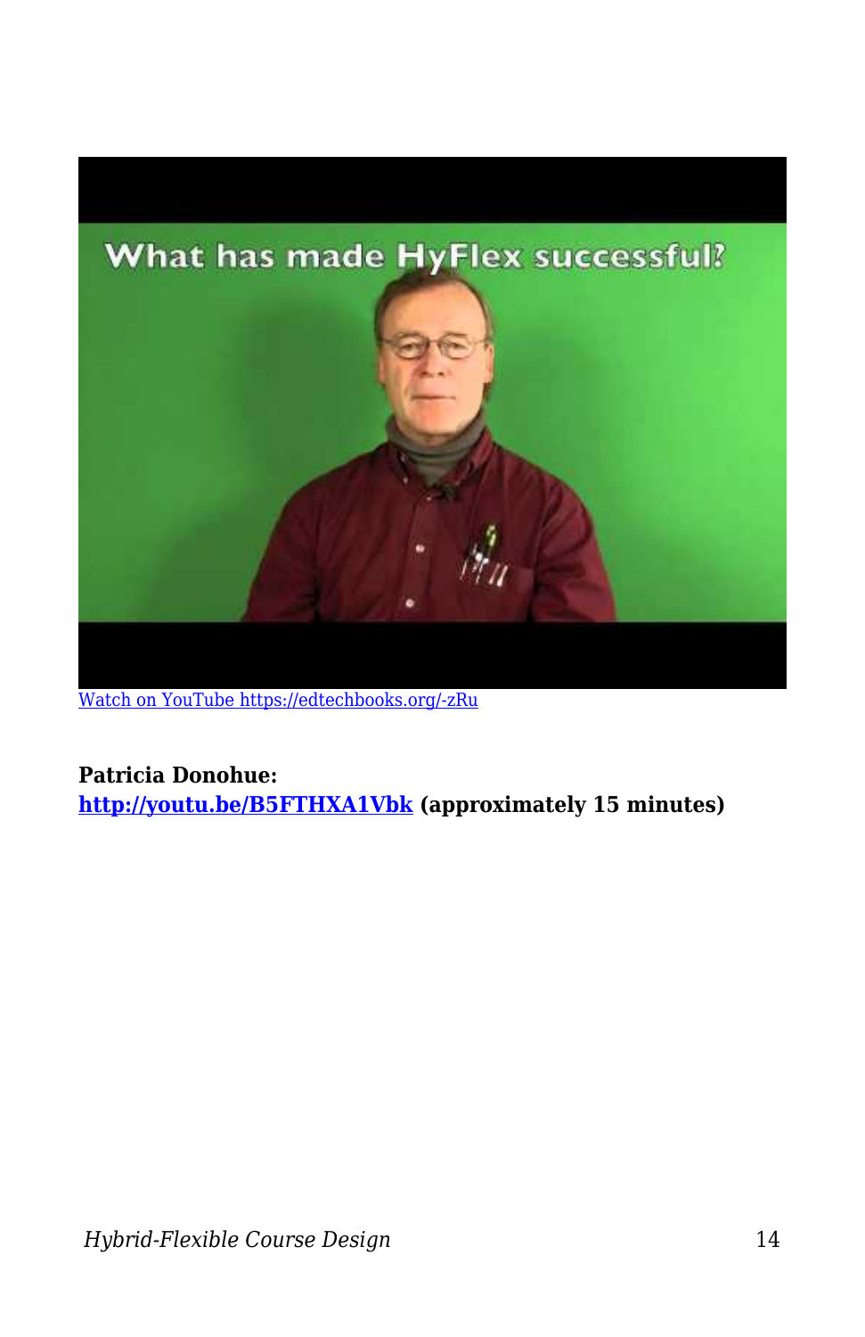[Watch on YouTube https://edtechbooks.org/-zRu](https://edtechbooks.org/-zRu)

**Patricia Donohue:**
**[http://youtu.be/B5FTHXA1Vbk](http://youtu.be/B5FTHXA1Vbk) (approximately 15 minutes)**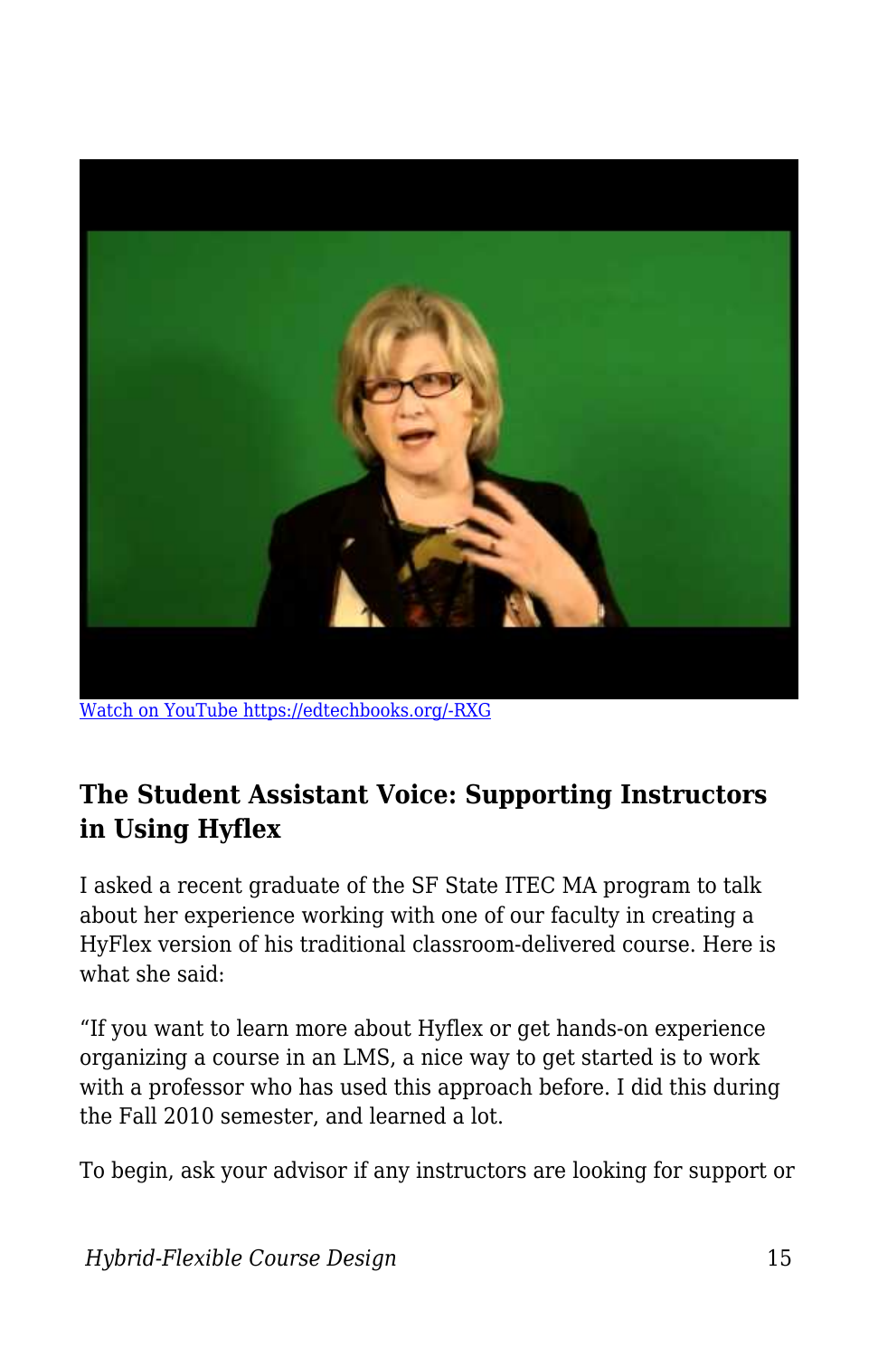[Watch on YouTube https://edtechbooks.org/-RXG](https://edtechbooks.org/-RXG)

### The Student Assistant Voice: Supporting Instructors in Using Hyflex

I asked a recent graduate of the SF State ITEC MA program to talk about her experience working with one of our faculty in creating a HyFlex version of his traditional classroom-delivered course. Here is what she said:

"If you want to learn more about Hyflex or get hands-on experience organizing a course in an LMS, a nice way to get started is to work with a professor who has used this approach before. I did this during the Fall 2010 semester, and learned a lot.

To begin, ask your advisor if any instructors are looking for support or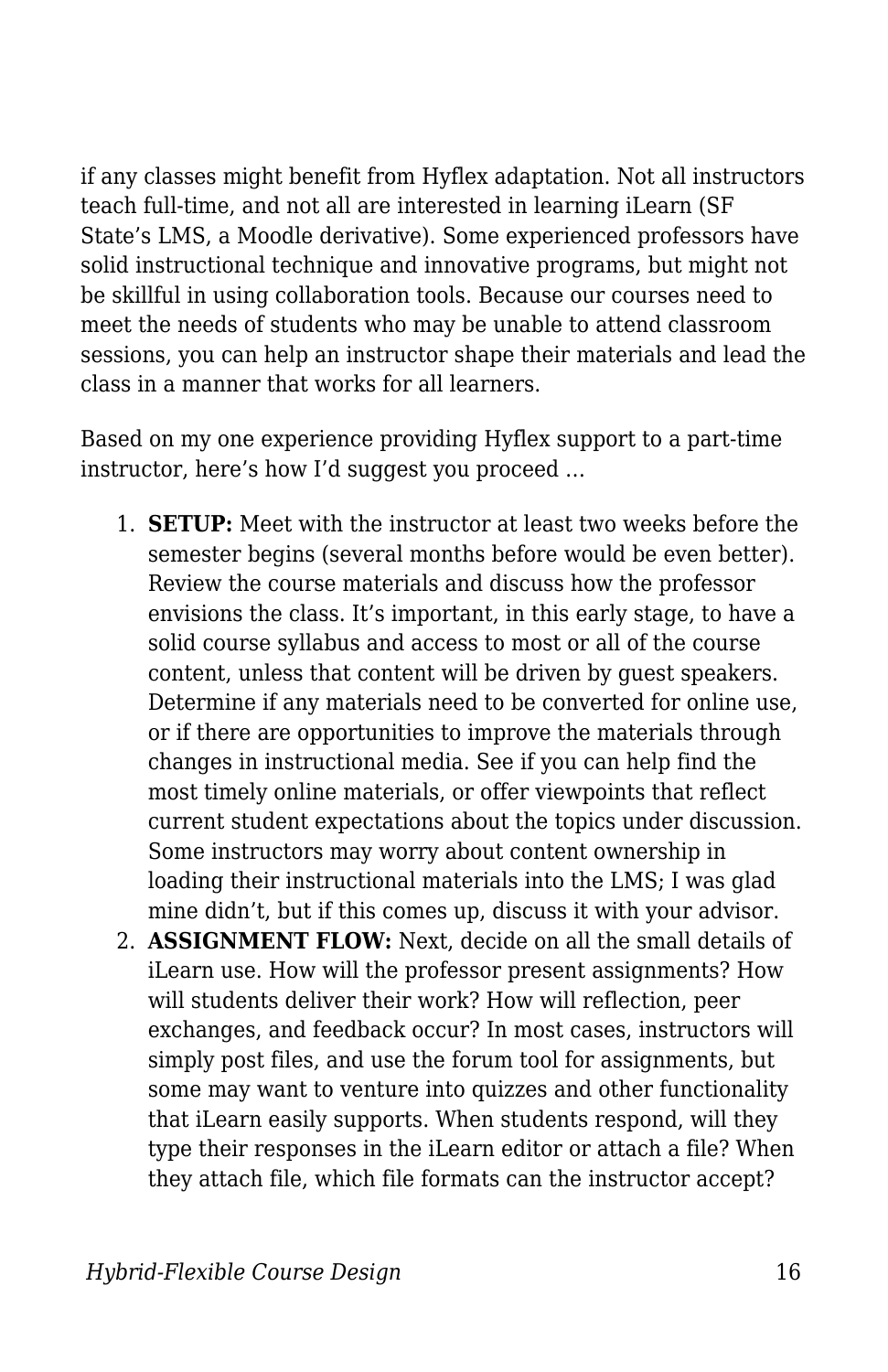if any classes might benefit from Hyflex adaptation. Not all instructors teach full-time, and not all are interested in learning iLearn (SF State's LMS, a Moodle derivative). Some experienced professors have solid instructional technique and innovative programs, but might not be skillful in using collaboration tools. Because our courses need to meet the needs of students who may be unable to attend classroom sessions, you can help an instructor shape their materials and lead the class in a manner that works for all learners.

Based on my one experience providing Hyflex support to a part-time instructor, here's how I'd suggest you proceed …

1. **SETUP:** Meet with the instructor at least two weeks before the semester begins (several months before would be even better). Review the course materials and discuss how the professor envisions the class. It's important, in this early stage, to have a solid course syllabus and access to most or all of the course content, unless that content will be driven by guest speakers. Determine if any materials need to be converted for online use, or if there are opportunities to improve the materials through changes in instructional media. See if you can help find the most timely online materials, or offer viewpoints that reflect current student expectations about the topics under discussion. Some instructors may worry about content ownership in loading their instructional materials into the LMS; I was glad mine didn't, but if this comes up, discuss it with your advisor.
2. **ASSIGNMENT FLOW:** Next, decide on all the small details of iLearn use. How will the professor present assignments? How will students deliver their work? How will reflection, peer exchanges, and feedback occur? In most cases, instructors will simply post files, and use the forum tool for assignments, but some may want to venture into quizzes and other functionality that iLearn easily supports. When students respond, will they type their responses in the iLearn editor or attach a file? When they attach file, which file formats can the instructor accept?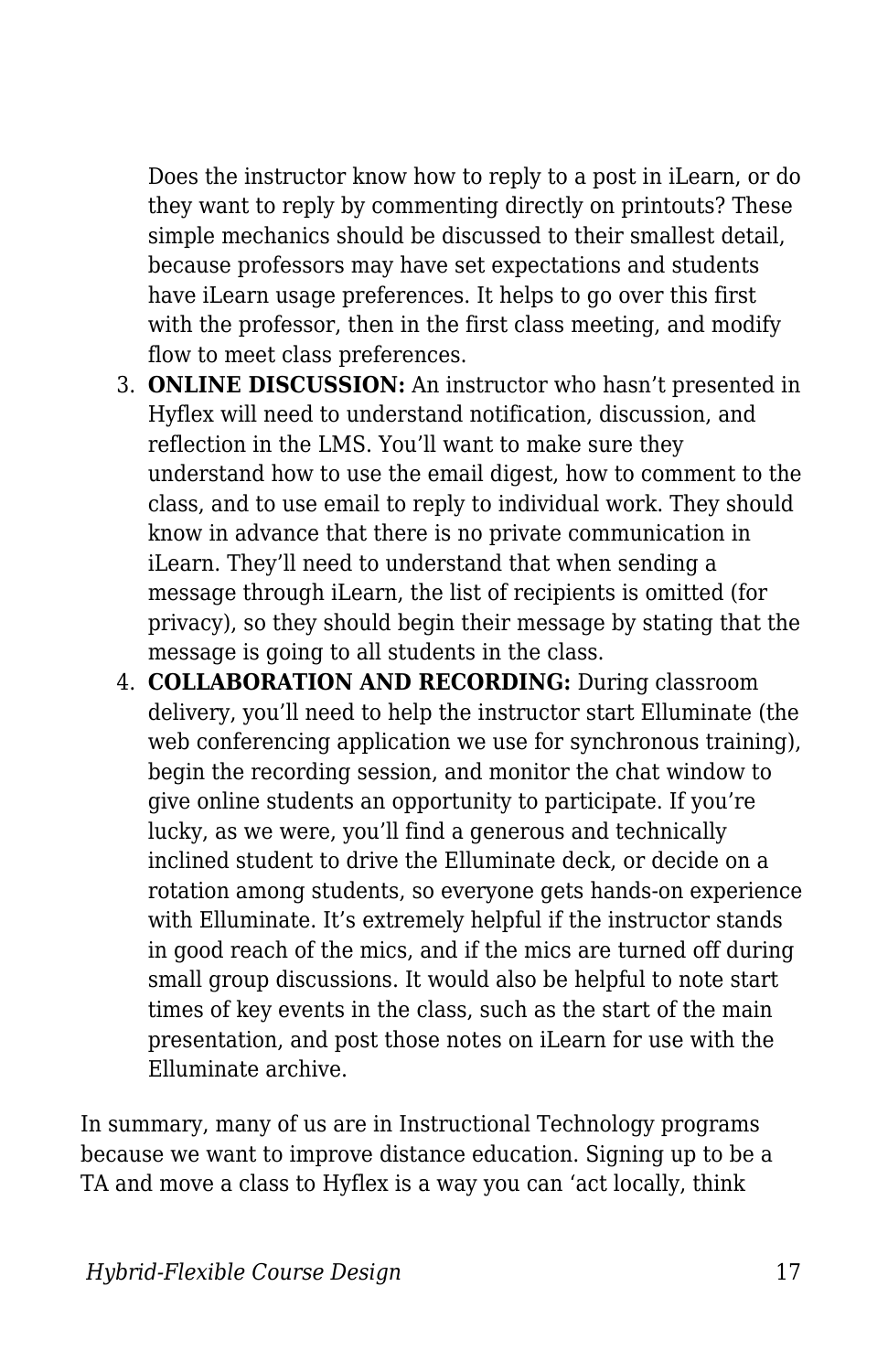Does the instructor know how to reply to a post in iLearn, or do they want to reply by commenting directly on printouts? These simple mechanics should be discussed to their smallest detail, because professors may have set expectations and students have iLearn usage preferences. It helps to go over this first with the professor, then in the first class meeting, and modify flow to meet class preferences.

3. **ONLINE DISCUSSION:** An instructor who hasn't presented in Hyflex will need to understand notification, discussion, and reflection in the LMS. You'll want to make sure they understand how to use the email digest, how to comment to the class, and to use email to reply to individual work. They should know in advance that there is no private communication in iLearn. They'll need to understand that when sending a message through iLearn, the list of recipients is omitted (for privacy), so they should begin their message by stating that the message is going to all students in the class.
4. **COLLABORATION AND RECORDING:** During classroom delivery, you'll need to help the instructor start Elluminate (the web conferencing application we use for synchronous training), begin the recording session, and monitor the chat window to give online students an opportunity to participate. If you're lucky, as we were, you'll find a generous and technically inclined student to drive the Elluminate deck, or decide on a rotation among students, so everyone gets hands-on experience with Elluminate. It's extremely helpful if the instructor stands in good reach of the mics, and if the mics are turned off during small group discussions. It would also be helpful to note start times of key events in the class, such as the start of the main presentation, and post those notes on iLearn for use with the Elluminate archive.

In summary, many of us are in Instructional Technology programs because we want to improve distance education. Signing up to be a TA and move a class to Hyflex is a way you can 'act locally, think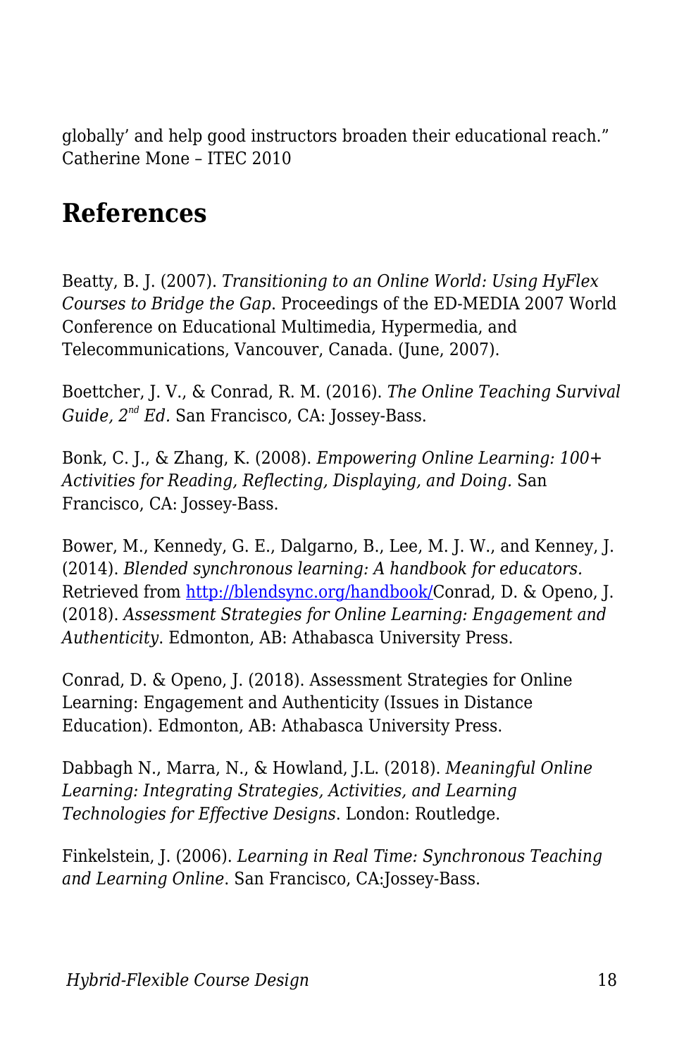globally' and help good instructors broaden their educational reach." Catherine Mone – ITEC 2010

## References

Beatty, B. J. (2007). *Transitioning to an Online World: Using HyFlex Courses to Bridge the Gap*. Proceedings of the ED-MEDIA 2007 World Conference on Educational Multimedia, Hypermedia, and Telecommunications, Vancouver, Canada. (June, 2007).

Boettcher, J. V., & Conrad, R. M. (2016). *The Online Teaching Survival Guide, 2nd Ed.* San Francisco, CA: Jossey-Bass.

Bonk, C. J., & Zhang, K. (2008). *Empowering Online Learning: 100+ Activities for Reading, Reflecting, Displaying, and Doing.* San Francisco, CA: Jossey-Bass.

Bower, M., Kennedy, G. E., Dalgarno, B., Lee, M. J. W., and Kenney, J. (2014). *Blended synchronous learning: A handbook for educators.* Retrieved from [http://blendsync.org/handbook/](http://blendsync.org/handbook/)Conrad, D. & Openo, J. (2018). *Assessment Strategies for Online Learning: Engagement and Authenticity*. Edmonton, AB: Athabasca University Press.

Conrad, D. & Openo, J. (2018). Assessment Strategies for Online Learning: Engagement and Authenticity (Issues in Distance Education). Edmonton, AB: Athabasca University Press.

Dabbagh N., Marra, N., & Howland, J.L. (2018). *Meaningful Online Learning: Integrating Strategies, Activities, and Learning Technologies for Effective Designs*. London: Routledge.

Finkelstein, J. (2006). *Learning in Real Time: Synchronous Teaching and Learning Online*. San Francisco, CA:Jossey-Bass.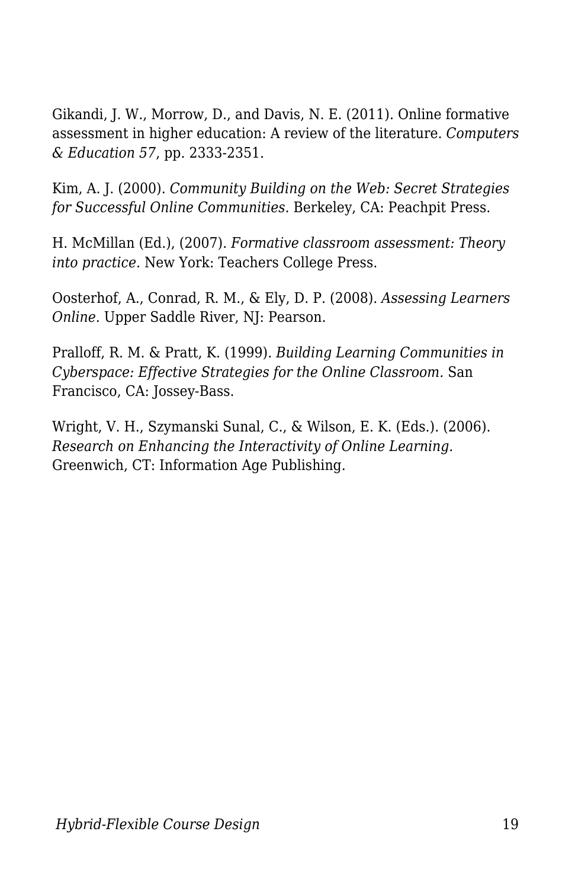Gikandi, J. W., Morrow, D., and Davis, N. E. (2011). Online formative assessment in higher education: A review of the literature. *Computers & Education 57*, pp. 2333-2351.

Kim, A. J. (2000). *Community Building on the Web: Secret Strategies for Successful Online Communities.* Berkeley, CA: Peachpit Press.

H. McMillan (Ed.), (2007). *Formative classroom assessment: Theory into practice.* New York: Teachers College Press.

Oosterhof, A., Conrad, R. M., & Ely, D. P. (2008). *Assessing Learners Online.* Upper Saddle River, NJ: Pearson.

Pralloff, R. M. & Pratt, K. (1999). *Building Learning Communities in Cyberspace: Effective Strategies for the Online Classroom.* San Francisco, CA: Jossey-Bass.

Wright, V. H., Szymanski Sunal, C., & Wilson, E. K. (Eds.). (2006). *Research on Enhancing the Interactivity of Online Learning.* Greenwich, CT: Information Age Publishing.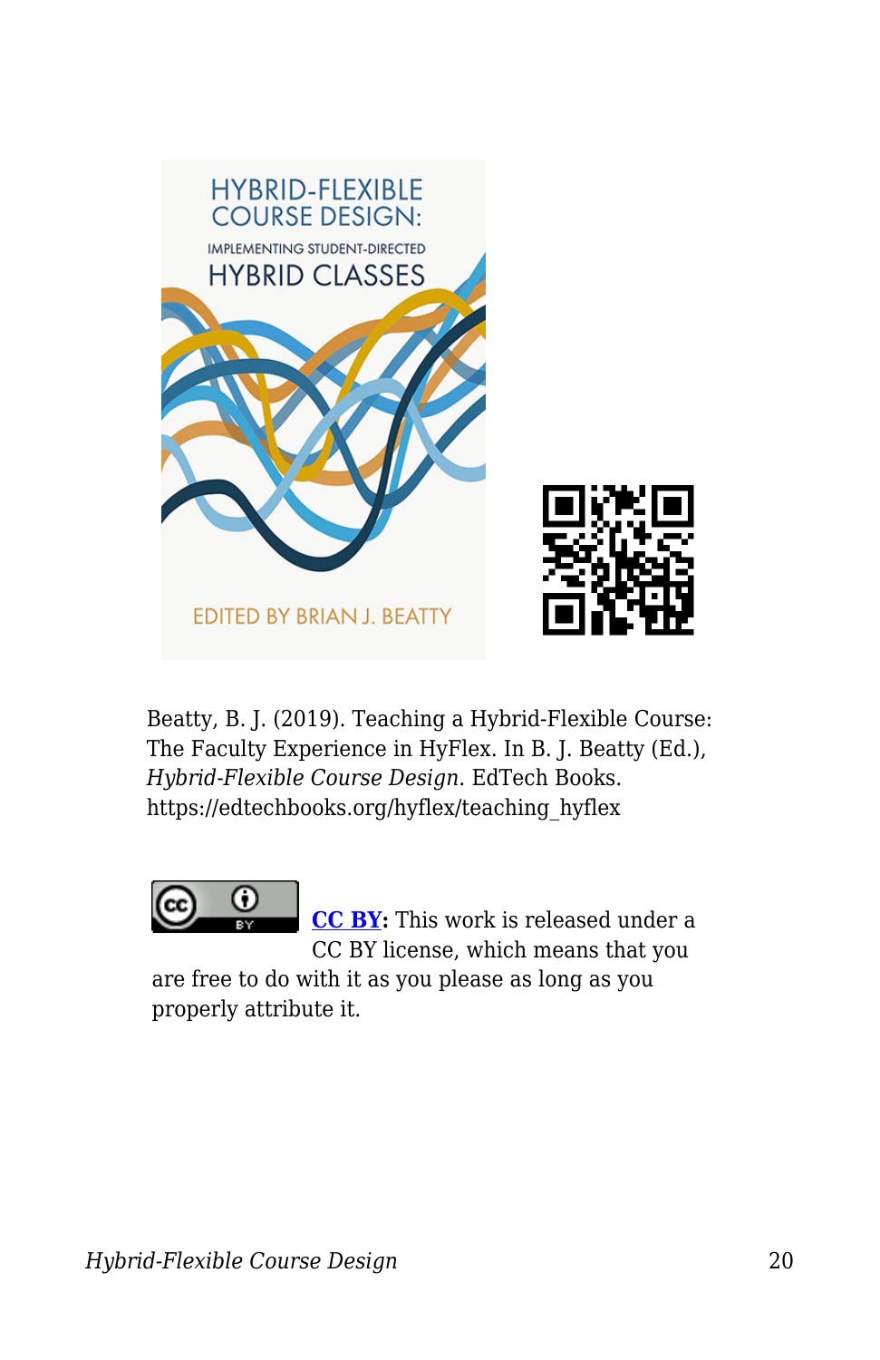Beatty, B. J. (2019). Teaching a Hybrid-Flexible Course: The Faculty Experience in HyFlex. In B. J. Beatty (Ed.), *Hybrid-Flexible Course Design*. EdTech Books. https://edtechbooks.org/hyflex/teaching_hyflex

**CC BY:** This work is released under a CC BY license, which means that you are free to do with it as you please as long as you properly attribute it.